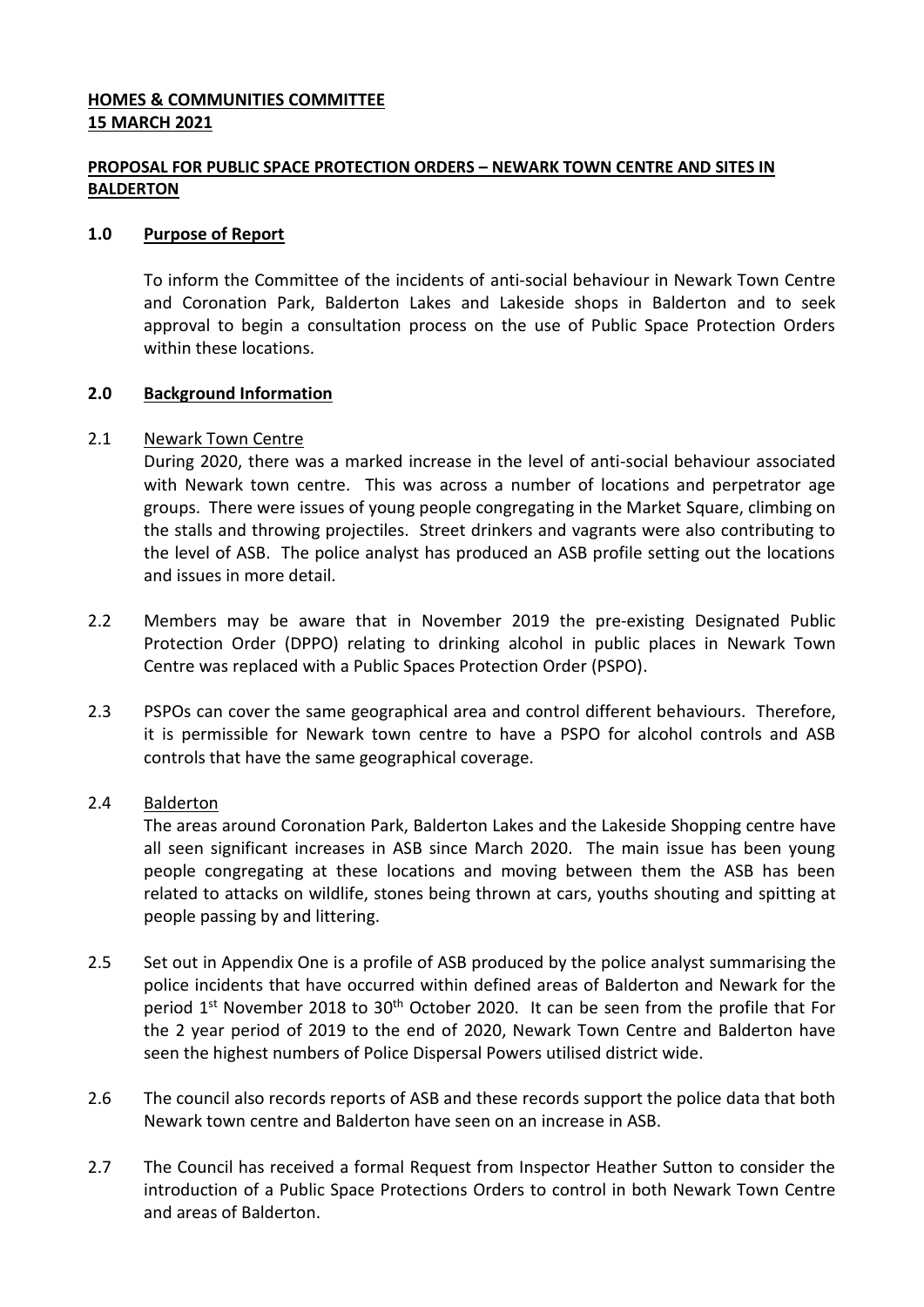**HOMES & COMMUNITIES COMMITTEE**
**15 MARCH 2021**

**PROPOSAL FOR PUBLIC SPACE PROTECTION ORDERS – NEWARK TOWN CENTRE AND SITES IN BALDERTON**

## 1.0 Purpose of Report

To inform the Committee of the incidents of anti-social behaviour in Newark Town Centre and Coronation Park, Balderton Lakes and Lakeside shops in Balderton and to seek approval to begin a consultation process on the use of Public Space Protection Orders within these locations.

## 2.0 Background Information

2.1 Newark Town Centre

During 2020, there was a marked increase in the level of anti-social behaviour associated with Newark town centre. This was across a number of locations and perpetrator age groups. There were issues of young people congregating in the Market Square, climbing on the stalls and throwing projectiles. Street drinkers and vagrants were also contributing to the level of ASB. The police analyst has produced an ASB profile setting out the locations and issues in more detail.

2.2 Members may be aware that in November 2019 the pre-existing Designated Public Protection Order (DPPO) relating to drinking alcohol in public places in Newark Town Centre was replaced with a Public Spaces Protection Order (PSPO).

2.3 PSPOs can cover the same geographical area and control different behaviours. Therefore, it is permissible for Newark town centre to have a PSPO for alcohol controls and ASB controls that have the same geographical coverage.

2.4 Balderton

The areas around Coronation Park, Balderton Lakes and the Lakeside Shopping centre have all seen significant increases in ASB since March 2020. The main issue has been young people congregating at these locations and moving between them the ASB has been related to attacks on wildlife, stones being thrown at cars, youths shouting and spitting at people passing by and littering.

2.5 Set out in Appendix One is a profile of ASB produced by the police analyst summarising the police incidents that have occurred within defined areas of Balderton and Newark for the period 1st November 2018 to 30th October 2020. It can be seen from the profile that For the 2 year period of 2019 to the end of 2020, Newark Town Centre and Balderton have seen the highest numbers of Police Dispersal Powers utilised district wide.

2.6 The council also records reports of ASB and these records support the police data that both Newark town centre and Balderton have seen on an increase in ASB.

2.7 The Council has received a formal Request from Inspector Heather Sutton to consider the introduction of a Public Space Protections Orders to control in both Newark Town Centre and areas of Balderton.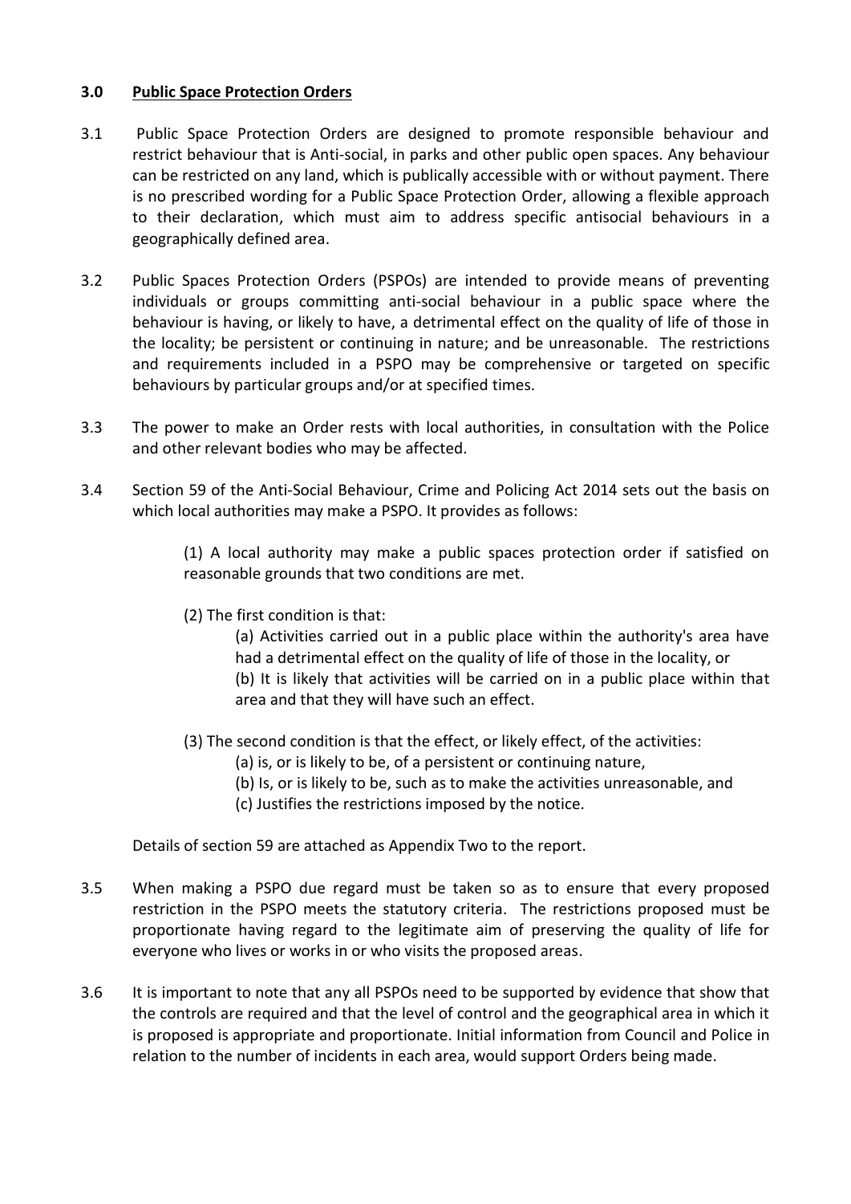### 3.0 <u>Public Space Protection Orders</u>

3.1 Public Space Protection Orders are designed to promote responsible behaviour and restrict behaviour that is Anti-social, in parks and other public open spaces. Any behaviour can be restricted on any land, which is publically accessible with or without payment. There is no prescribed wording for a Public Space Protection Order, allowing a flexible approach to their declaration, which must aim to address specific antisocial behaviours in a geographically defined area.

3.2 Public Spaces Protection Orders (PSPOs) are intended to provide means of preventing individuals or groups committing anti-social behaviour in a public space where the behaviour is having, or likely to have, a detrimental effect on the quality of life of those in the locality; be persistent or continuing in nature; and be unreasonable. The restrictions and requirements included in a PSPO may be comprehensive or targeted on specific behaviours by particular groups and/or at specified times.

3.3 The power to make an Order rests with local authorities, in consultation with the Police and other relevant bodies who may be affected.

3.4 Section 59 of the Anti-Social Behaviour, Crime and Policing Act 2014 sets out the basis on which local authorities may make a PSPO. It provides as follows:

> (1) A local authority may make a public spaces protection order if satisfied on reasonable grounds that two conditions are met.
>
> (2) The first condition is that:
>
> (a) Activities carried out in a public place within the authority's area have had a detrimental effect on the quality of life of those in the locality, or
> (b) It is likely that activities will be carried on in a public place within that area and that they will have such an effect.
>
> (3) The second condition is that the effect, or likely effect, of the activities:
>
> (a) is, or is likely to be, of a persistent or continuing nature,
> (b) Is, or is likely to be, such as to make the activities unreasonable, and
> (c) Justifies the restrictions imposed by the notice.

Details of section 59 are attached as Appendix Two to the report.

3.5 When making a PSPO due regard must be taken so as to ensure that every proposed restriction in the PSPO meets the statutory criteria. The restrictions proposed must be proportionate having regard to the legitimate aim of preserving the quality of life for everyone who lives or works in or who visits the proposed areas.

3.6 It is important to note that any all PSPOs need to be supported by evidence that show that the controls are required and that the level of control and the geographical area in which it is proposed is appropriate and proportionate. Initial information from Council and Police in relation to the number of incidents in each area, would support Orders being made.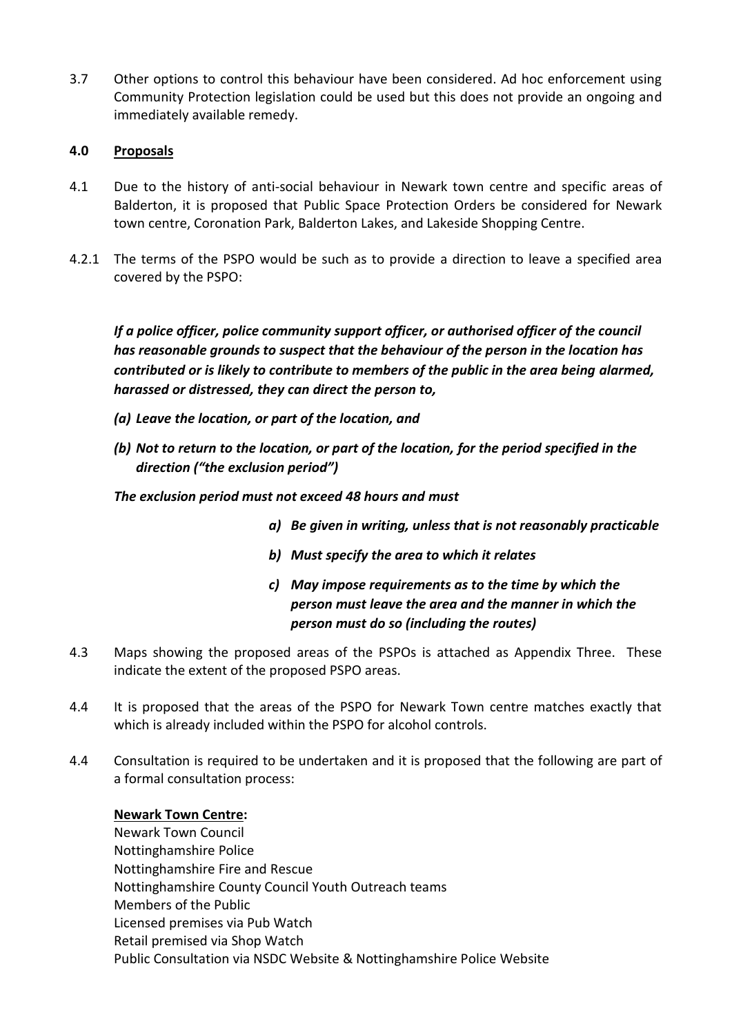3.7 Other options to control this behaviour have been considered. Ad hoc enforcement using Community Protection legislation could be used but this does not provide an ongoing and immediately available remedy.

## 4.0 Proposals

4.1 Due to the history of anti-social behaviour in Newark town centre and specific areas of Balderton, it is proposed that Public Space Protection Orders be considered for Newark town centre, Coronation Park, Balderton Lakes, and Lakeside Shopping Centre.

4.2.1 The terms of the PSPO would be such as to provide a direction to leave a specified area covered by the PSPO:

***If a police officer, police community support officer, or authorised officer of the council has reasonable grounds to suspect that the behaviour of the person in the location has contributed or is likely to contribute to members of the public in the area being alarmed, harassed or distressed, they can direct the person to,***

***(a) Leave the location, or part of the location, and***

***(b) Not to return to the location, or part of the location, for the period specified in the direction ("the exclusion period")***

***The exclusion period must not exceed 48 hours and must***

***a) Be given in writing, unless that is not reasonably practicable***

***b) Must specify the area to which it relates***

***c) May impose requirements as to the time by which the person must leave the area and the manner in which the person must do so (including the routes)***

4.3 Maps showing the proposed areas of the PSPOs is attached as Appendix Three. These indicate the extent of the proposed PSPO areas.

4.4 It is proposed that the areas of the PSPO for Newark Town centre matches exactly that which is already included within the PSPO for alcohol controls.

4.4 Consultation is required to be undertaken and it is proposed that the following are part of a formal consultation process:

**<u>Newark Town Centre</u>:**
Newark Town Council
Nottinghamshire Police
Nottinghamshire Fire and Rescue
Nottinghamshire County Council Youth Outreach teams
Members of the Public
Licensed premises via Pub Watch
Retail premised via Shop Watch
Public Consultation via NSDC Website & Nottinghamshire Police Website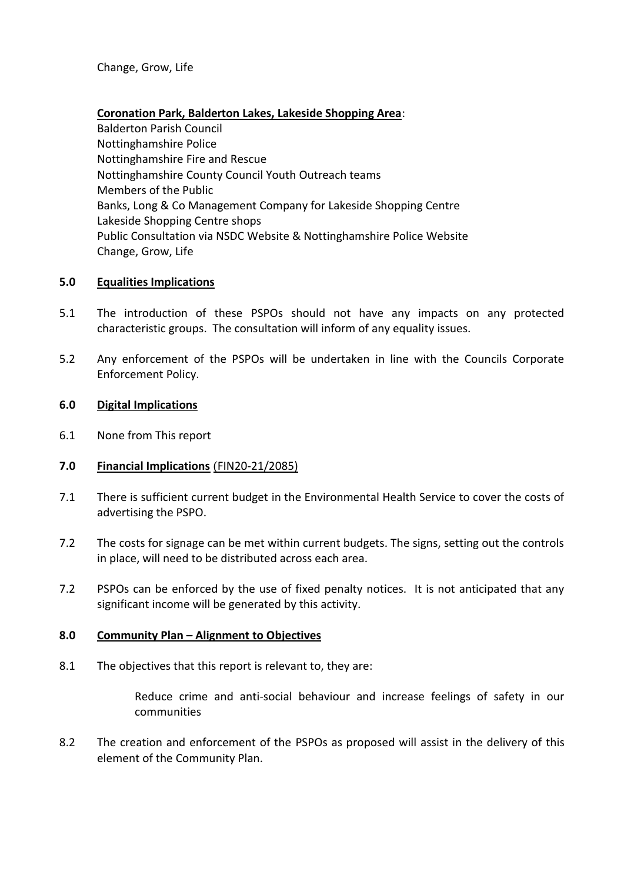Change, Grow, Life

**Coronation Park, Balderton Lakes, Lakeside Shopping Area**:

Balderton Parish Council
Nottinghamshire Police
Nottinghamshire Fire and Rescue
Nottinghamshire County Council Youth Outreach teams
Members of the Public
Banks, Long & Co Management Company for Lakeside Shopping Centre
Lakeside Shopping Centre shops
Public Consultation via NSDC Website & Nottinghamshire Police Website
Change, Grow, Life

## 5.0 Equalities Implications

5.1 The introduction of these PSPOs should not have any impacts on any protected characteristic groups. The consultation will inform of any equality issues.

5.2 Any enforcement of the PSPOs will be undertaken in line with the Councils Corporate Enforcement Policy.

## 6.0 Digital Implications

6.1 None from This report

## 7.0 Financial Implications (FIN20-21/2085)

7.1 There is sufficient current budget in the Environmental Health Service to cover the costs of advertising the PSPO.

7.2 The costs for signage can be met within current budgets. The signs, setting out the controls in place, will need to be distributed across each area.

7.2 PSPOs can be enforced by the use of fixed penalty notices. It is not anticipated that any significant income will be generated by this activity.

## 8.0 Community Plan – Alignment to Objectives

8.1 The objectives that this report is relevant to, they are:

> Reduce crime and anti-social behaviour and increase feelings of safety in our communities

8.2 The creation and enforcement of the PSPOs as proposed will assist in the delivery of this element of the Community Plan.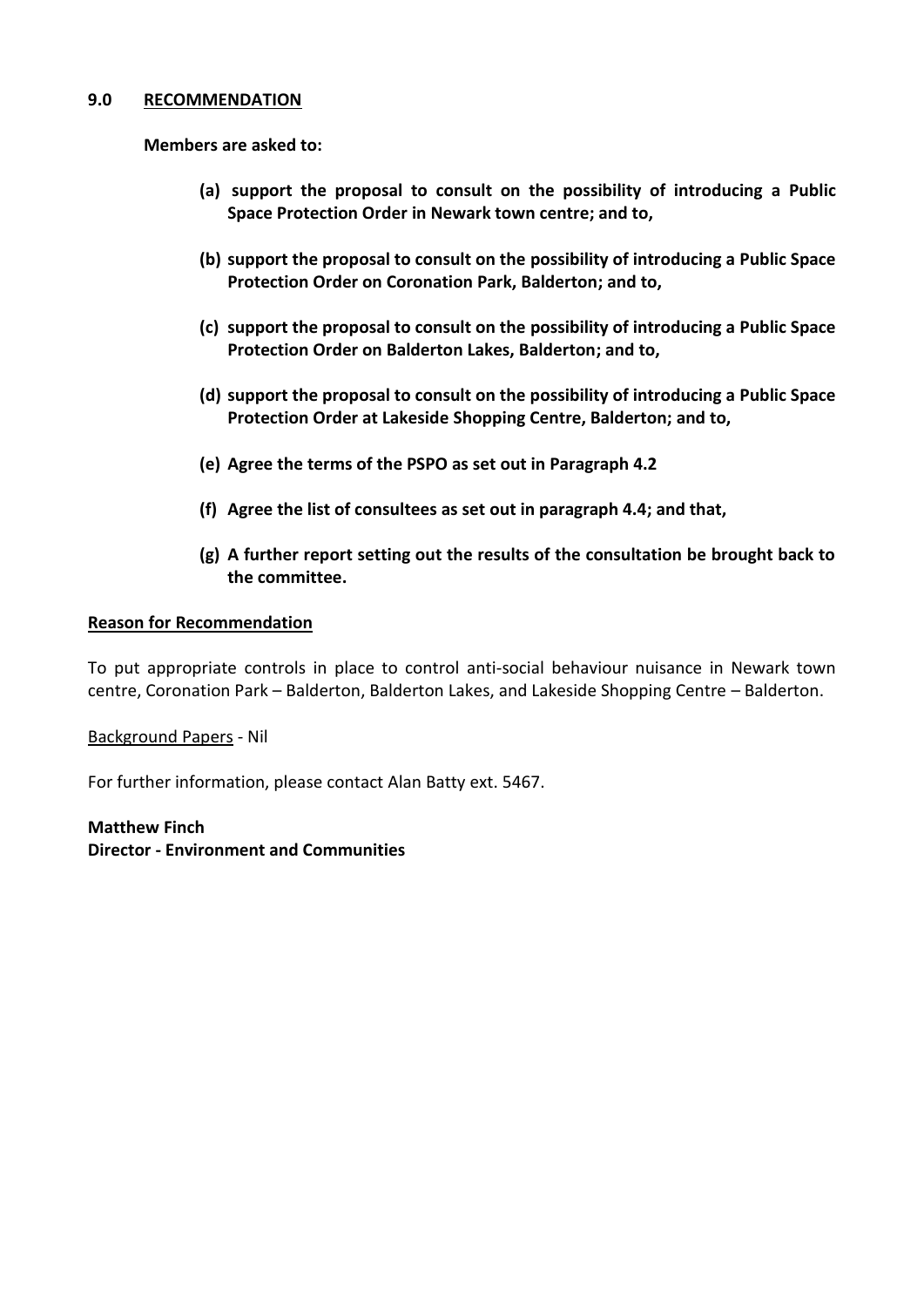## 9.0 RECOMMENDATION

**Members are asked to:**

**(a) support the proposal to consult on the possibility of introducing a Public Space Protection Order in Newark town centre; and to,**

**(b) support the proposal to consult on the possibility of introducing a Public Space Protection Order on Coronation Park, Balderton; and to,**

**(c) support the proposal to consult on the possibility of introducing a Public Space Protection Order on Balderton Lakes, Balderton; and to,**

**(d) support the proposal to consult on the possibility of introducing a Public Space Protection Order at Lakeside Shopping Centre, Balderton; and to,**

**(e) Agree the terms of the PSPO as set out in Paragraph 4.2**

**(f) Agree the list of consultees as set out in paragraph 4.4; and that,**

**(g) A further report setting out the results of the consultation be brought back to the committee.**

## Reason for Recommendation

To put appropriate controls in place to control anti-social behaviour nuisance in Newark town centre, Coronation Park – Balderton, Balderton Lakes, and Lakeside Shopping Centre – Balderton.

Background Papers - Nil

For further information, please contact Alan Batty ext. 5467.

**Matthew Finch**
**Director - Environment and Communities**